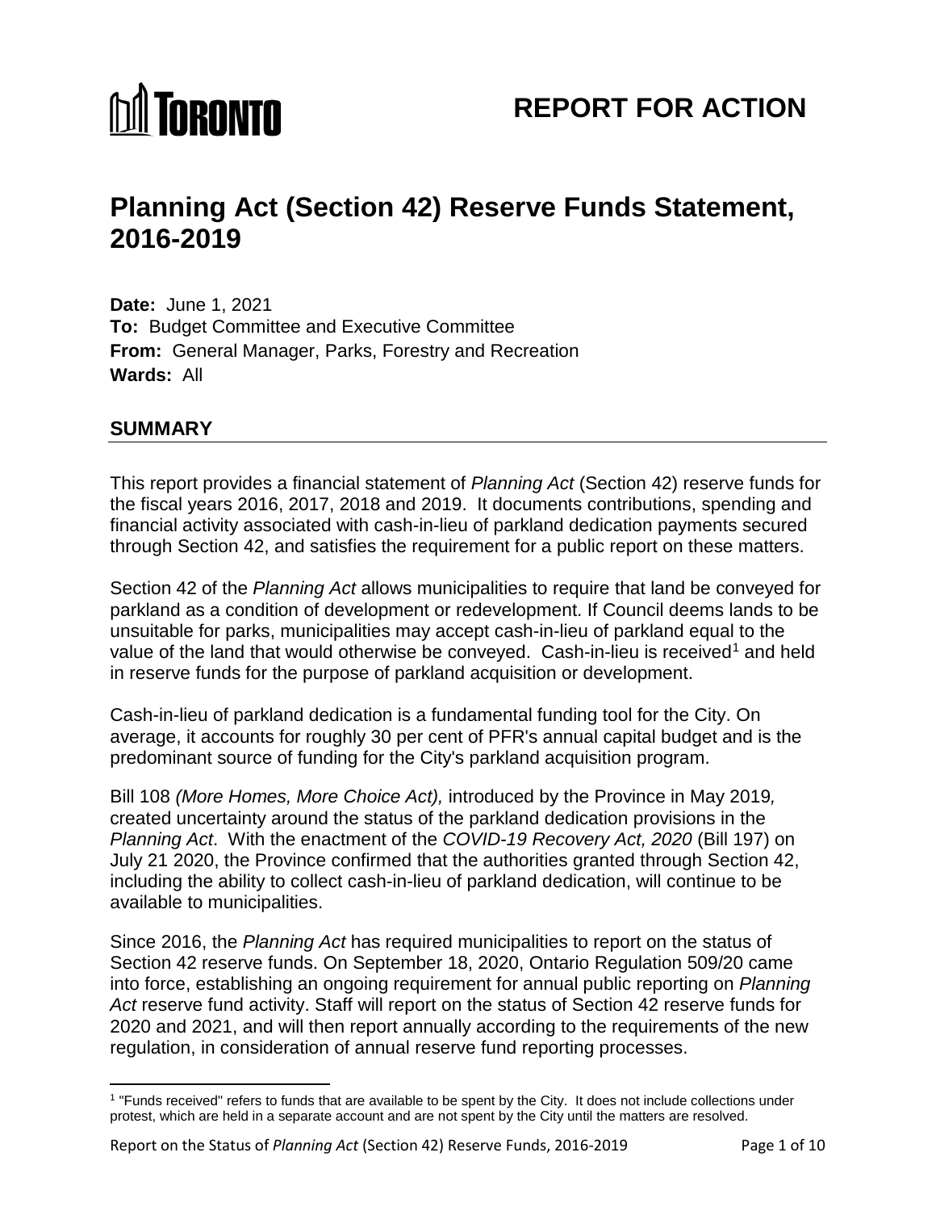TORONTO

**REPORT FOR ACTION**

# Planning Act (Section 42) Reserve Funds Statement, 2016-2019

**Date:** June 1, 2021
**To:** Budget Committee and Executive Committee
**From:** General Manager, Parks, Forestry and Recreation
**Wards:** All

## SUMMARY

This report provides a financial statement of *Planning Act* (Section 42) reserve funds for the fiscal years 2016, 2017, 2018 and 2019. It documents contributions, spending and financial activity associated with cash-in-lieu of parkland dedication payments secured through Section 42, and satisfies the requirement for a public report on these matters.

Section 42 of the *Planning Act* allows municipalities to require that land be conveyed for parkland as a condition of development or redevelopment. If Council deems lands to be unsuitable for parks, municipalities may accept cash-in-lieu of parkland equal to the value of the land that would otherwise be conveyed. Cash-in-lieu is received[1] and held in reserve funds for the purpose of parkland acquisition or development.

Cash-in-lieu of parkland dedication is a fundamental funding tool for the City. On average, it accounts for roughly 30 per cent of PFR's annual capital budget and is the predominant source of funding for the City's parkland acquisition program.

Bill 108 *(More Homes, More Choice Act),* introduced by the Province in May 2019*,* created uncertainty around the status of the parkland dedication provisions in the *Planning Act*. With the enactment of the *COVID-19 Recovery Act, 2020* (Bill 197) on July 21 2020, the Province confirmed that the authorities granted through Section 42, including the ability to collect cash-in-lieu of parkland dedication, will continue to be available to municipalities.

Since 2016, the *Planning Act* has required municipalities to report on the status of Section 42 reserve funds. On September 18, 2020, Ontario Regulation 509/20 came into force, establishing an ongoing requirement for annual public reporting on *Planning Act* reserve fund activity. Staff will report on the status of Section 42 reserve funds for 2020 and 2021, and will then report annually according to the requirements of the new regulation, in consideration of annual reserve fund reporting processes.

[1] "Funds received" refers to funds that are available to be spent by the City. It does not include collections under protest, which are held in a separate account and are not spent by the City until the matters are resolved.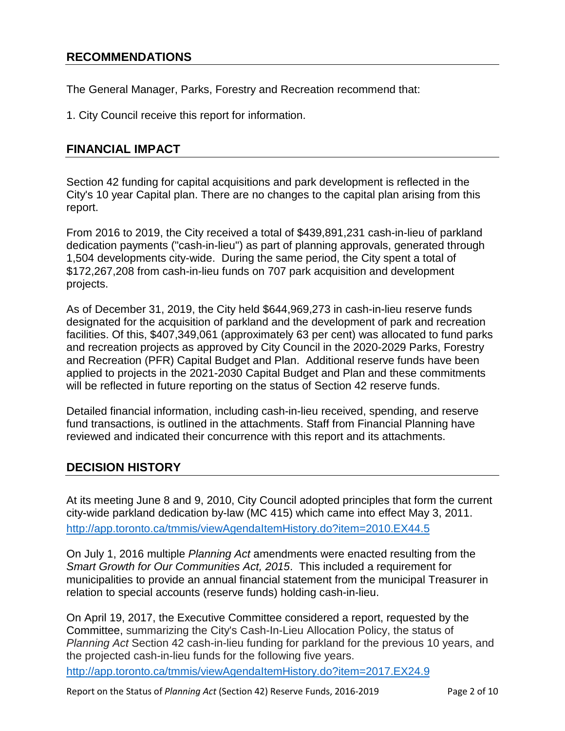## RECOMMENDATIONS

The General Manager, Parks, Forestry and Recreation recommend that:

1. City Council receive this report for information.

## FINANCIAL IMPACT

Section 42 funding for capital acquisitions and park development is reflected in the City's 10 year Capital plan. There are no changes to the capital plan arising from this report.

From 2016 to 2019, the City received a total of $439,891,231 cash-in-lieu of parkland dedication payments ("cash-in-lieu") as part of planning approvals, generated through 1,504 developments city-wide. During the same period, the City spent a total of $172,267,208 from cash-in-lieu funds on 707 park acquisition and development projects.

As of December 31, 2019, the City held $644,969,273 in cash-in-lieu reserve funds designated for the acquisition of parkland and the development of park and recreation facilities. Of this, $407,349,061 (approximately 63 per cent) was allocated to fund parks and recreation projects as approved by City Council in the 2020-2029 Parks, Forestry and Recreation (PFR) Capital Budget and Plan. Additional reserve funds have been applied to projects in the 2021-2030 Capital Budget and Plan and these commitments will be reflected in future reporting on the status of Section 42 reserve funds.

Detailed financial information, including cash-in-lieu received, spending, and reserve fund transactions, is outlined in the attachments. Staff from Financial Planning have reviewed and indicated their concurrence with this report and its attachments.

## DECISION HISTORY

At its meeting June 8 and 9, 2010, City Council adopted principles that form the current city-wide parkland dedication by-law (MC 415) which came into effect May 3, 2011.
http://app.toronto.ca/tmmis/viewAgendaItemHistory.do?item=2010.EX44.5

On July 1, 2016 multiple *Planning Act* amendments were enacted resulting from the *Smart Growth for Our Communities Act, 2015*. This included a requirement for municipalities to provide an annual financial statement from the municipal Treasurer in relation to special accounts (reserve funds) holding cash-in-lieu.

On April 19, 2017, the Executive Committee considered a report, requested by the Committee, summarizing the City's Cash-In-Lieu Allocation Policy, the status of *Planning Act* Section 42 cash-in-lieu funding for parkland for the previous 10 years, and the projected cash-in-lieu funds for the following five years.
http://app.toronto.ca/tmmis/viewAgendaItemHistory.do?item=2017.EX24.9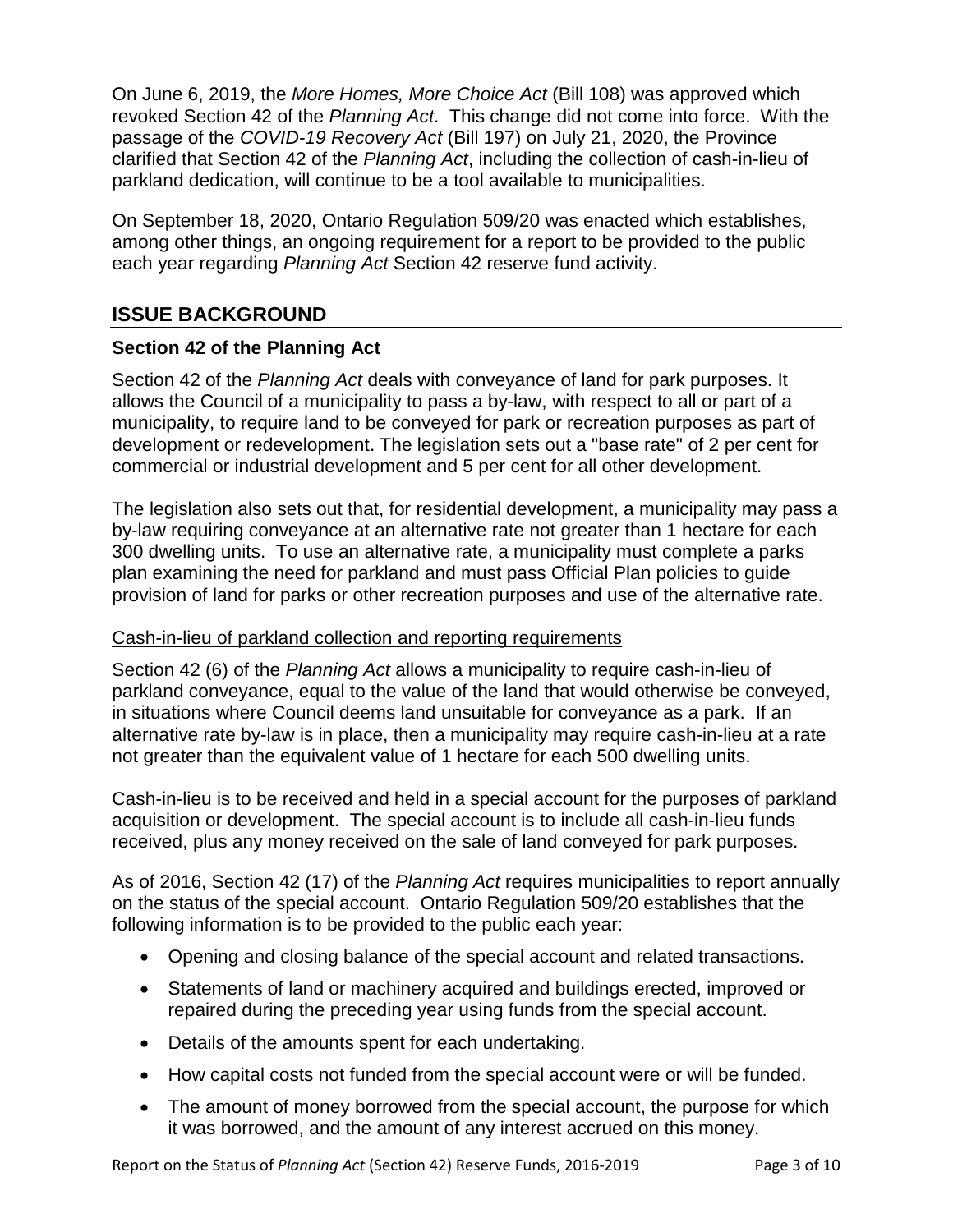On June 6, 2019, the *More Homes, More Choice Act* (Bill 108) was approved which revoked Section 42 of the *Planning Act*. This change did not come into force. With the passage of the *COVID-19 Recovery Act* (Bill 197) on July 21, 2020, the Province clarified that Section 42 of the *Planning Act*, including the collection of cash-in-lieu of parkland dedication, will continue to be a tool available to municipalities.

On September 18, 2020, Ontario Regulation 509/20 was enacted which establishes, among other things, an ongoing requirement for a report to be provided to the public each year regarding *Planning Act* Section 42 reserve fund activity.

## ISSUE BACKGROUND

### Section 42 of the Planning Act

Section 42 of the *Planning Act* deals with conveyance of land for park purposes. It allows the Council of a municipality to pass a by-law, with respect to all or part of a municipality, to require land to be conveyed for park or recreation purposes as part of development or redevelopment. The legislation sets out a "base rate" of 2 per cent for commercial or industrial development and 5 per cent for all other development.

The legislation also sets out that, for residential development, a municipality may pass a by-law requiring conveyance at an alternative rate not greater than 1 hectare for each 300 dwelling units. To use an alternative rate, a municipality must complete a parks plan examining the need for parkland and must pass Official Plan policies to guide provision of land for parks or other recreation purposes and use of the alternative rate.

#### Cash-in-lieu of parkland collection and reporting requirements

Section 42 (6) of the *Planning Act* allows a municipality to require cash-in-lieu of parkland conveyance, equal to the value of the land that would otherwise be conveyed, in situations where Council deems land unsuitable for conveyance as a park. If an alternative rate by-law is in place, then a municipality may require cash-in-lieu at a rate not greater than the equivalent value of 1 hectare for each 500 dwelling units.

Cash-in-lieu is to be received and held in a special account for the purposes of parkland acquisition or development. The special account is to include all cash-in-lieu funds received, plus any money received on the sale of land conveyed for park purposes.

As of 2016, Section 42 (17) of the *Planning Act* requires municipalities to report annually on the status of the special account. Ontario Regulation 509/20 establishes that the following information is to be provided to the public each year:

- Opening and closing balance of the special account and related transactions.
- Statements of land or machinery acquired and buildings erected, improved or repaired during the preceding year using funds from the special account.
- Details of the amounts spent for each undertaking.
- How capital costs not funded from the special account were or will be funded.
- The amount of money borrowed from the special account, the purpose for which it was borrowed, and the amount of any interest accrued on this money.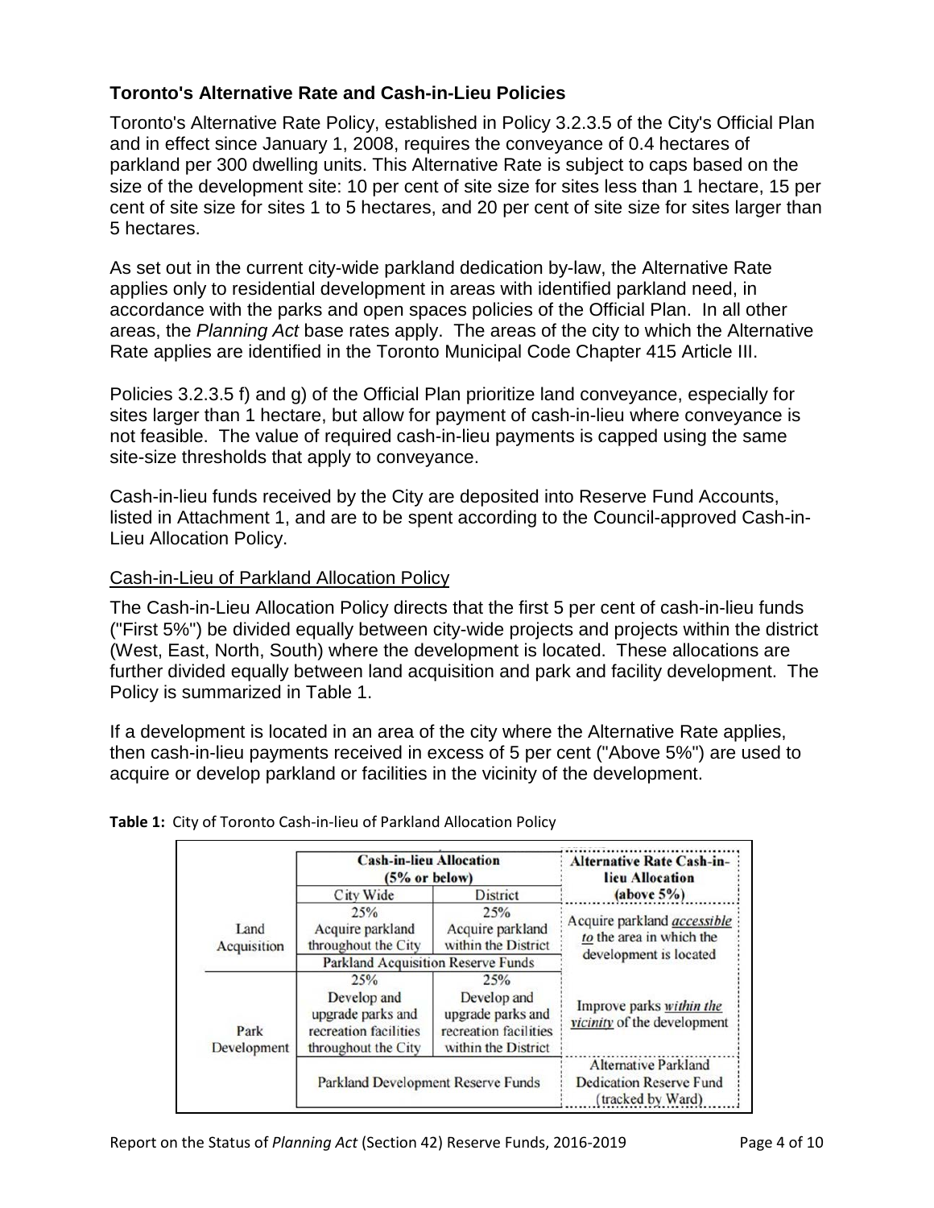### Toronto's Alternative Rate and Cash-in-Lieu Policies

Toronto's Alternative Rate Policy, established in Policy 3.2.3.5 of the City's Official Plan and in effect since January 1, 2008, requires the conveyance of 0.4 hectares of parkland per 300 dwelling units. This Alternative Rate is subject to caps based on the size of the development site: 10 per cent of site size for sites less than 1 hectare, 15 per cent of site size for sites 1 to 5 hectares, and 20 per cent of site size for sites larger than 5 hectares.

As set out in the current city-wide parkland dedication by-law, the Alternative Rate applies only to residential development in areas with identified parkland need, in accordance with the parks and open spaces policies of the Official Plan. In all other areas, the *Planning Act* base rates apply. The areas of the city to which the Alternative Rate applies are identified in the Toronto Municipal Code Chapter 415 Article III.

Policies 3.2.3.5 f) and g) of the Official Plan prioritize land conveyance, especially for sites larger than 1 hectare, but allow for payment of cash-in-lieu where conveyance is not feasible. The value of required cash-in-lieu payments is capped using the same site-size thresholds that apply to conveyance.

Cash-in-lieu funds received by the City are deposited into Reserve Fund Accounts, listed in Attachment 1, and are to be spent according to the Council-approved Cash-in-Lieu Allocation Policy.

#### Cash-in-Lieu of Parkland Allocation Policy

The Cash-in-Lieu Allocation Policy directs that the first 5 per cent of cash-in-lieu funds ("First 5%") be divided equally between city-wide projects and projects within the district (West, East, North, South) where the development is located. These allocations are further divided equally between land acquisition and park and facility development. The Policy is summarized in Table 1.

If a development is located in an area of the city where the Alternative Rate applies, then cash-in-lieu payments received in excess of 5 per cent ("Above 5%") are used to acquire or develop parkland or facilities in the vicinity of the development.

**Table 1:** City of Toronto Cash-in-lieu of Parkland Allocation Policy

| | Cash-in-lieu Allocation (5% or below) | | Alternative Rate Cash-in-lieu Allocation (above 5%) |
|---|---|---|---|
| | City Wide | District | |
| Land Acquisition | 25% Acquire parkland throughout the City | 25% Acquire parkland within the District | Acquire parkland *accessible to* the area in which the development is located |
| | Parkland Acquisition Reserve Funds | | |
| Park Development | 25% Develop and upgrade parks and recreation facilities throughout the City | 25% Develop and upgrade parks and recreation facilities within the District | Improve parks *within the vicinity* of the development |
| | Parkland Development Reserve Funds | | Alternative Parkland Dedication Reserve Fund (tracked by Ward) |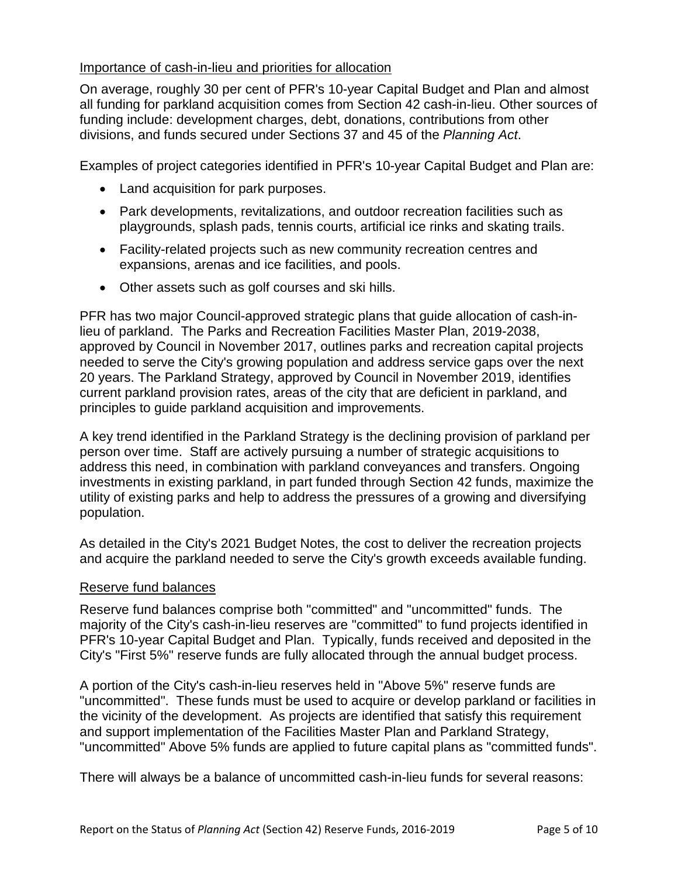Importance of cash-in-lieu and priorities for allocation

On average, roughly 30 per cent of PFR's 10-year Capital Budget and Plan and almost all funding for parkland acquisition comes from Section 42 cash-in-lieu. Other sources of funding include: development charges, debt, donations, contributions from other divisions, and funds secured under Sections 37 and 45 of the *Planning Act*.

Examples of project categories identified in PFR's 10-year Capital Budget and Plan are:

- Land acquisition for park purposes.
- Park developments, revitalizations, and outdoor recreation facilities such as playgrounds, splash pads, tennis courts, artificial ice rinks and skating trails.
- Facility-related projects such as new community recreation centres and expansions, arenas and ice facilities, and pools.
- Other assets such as golf courses and ski hills.

PFR has two major Council-approved strategic plans that guide allocation of cash-in-lieu of parkland. The Parks and Recreation Facilities Master Plan, 2019-2038, approved by Council in November 2017, outlines parks and recreation capital projects needed to serve the City's growing population and address service gaps over the next 20 years. The Parkland Strategy, approved by Council in November 2019, identifies current parkland provision rates, areas of the city that are deficient in parkland, and principles to guide parkland acquisition and improvements.

A key trend identified in the Parkland Strategy is the declining provision of parkland per person over time. Staff are actively pursuing a number of strategic acquisitions to address this need, in combination with parkland conveyances and transfers. Ongoing investments in existing parkland, in part funded through Section 42 funds, maximize the utility of existing parks and help to address the pressures of a growing and diversifying population.

As detailed in the City's 2021 Budget Notes, the cost to deliver the recreation projects and acquire the parkland needed to serve the City's growth exceeds available funding.

Reserve fund balances

Reserve fund balances comprise both "committed" and "uncommitted" funds. The majority of the City's cash-in-lieu reserves are "committed" to fund projects identified in PFR's 10-year Capital Budget and Plan. Typically, funds received and deposited in the City's "First 5%" reserve funds are fully allocated through the annual budget process.

A portion of the City's cash-in-lieu reserves held in "Above 5%" reserve funds are "uncommitted". These funds must be used to acquire or develop parkland or facilities in the vicinity of the development. As projects are identified that satisfy this requirement and support implementation of the Facilities Master Plan and Parkland Strategy, "uncommitted" Above 5% funds are applied to future capital plans as "committed funds".

There will always be a balance of uncommitted cash-in-lieu funds for several reasons: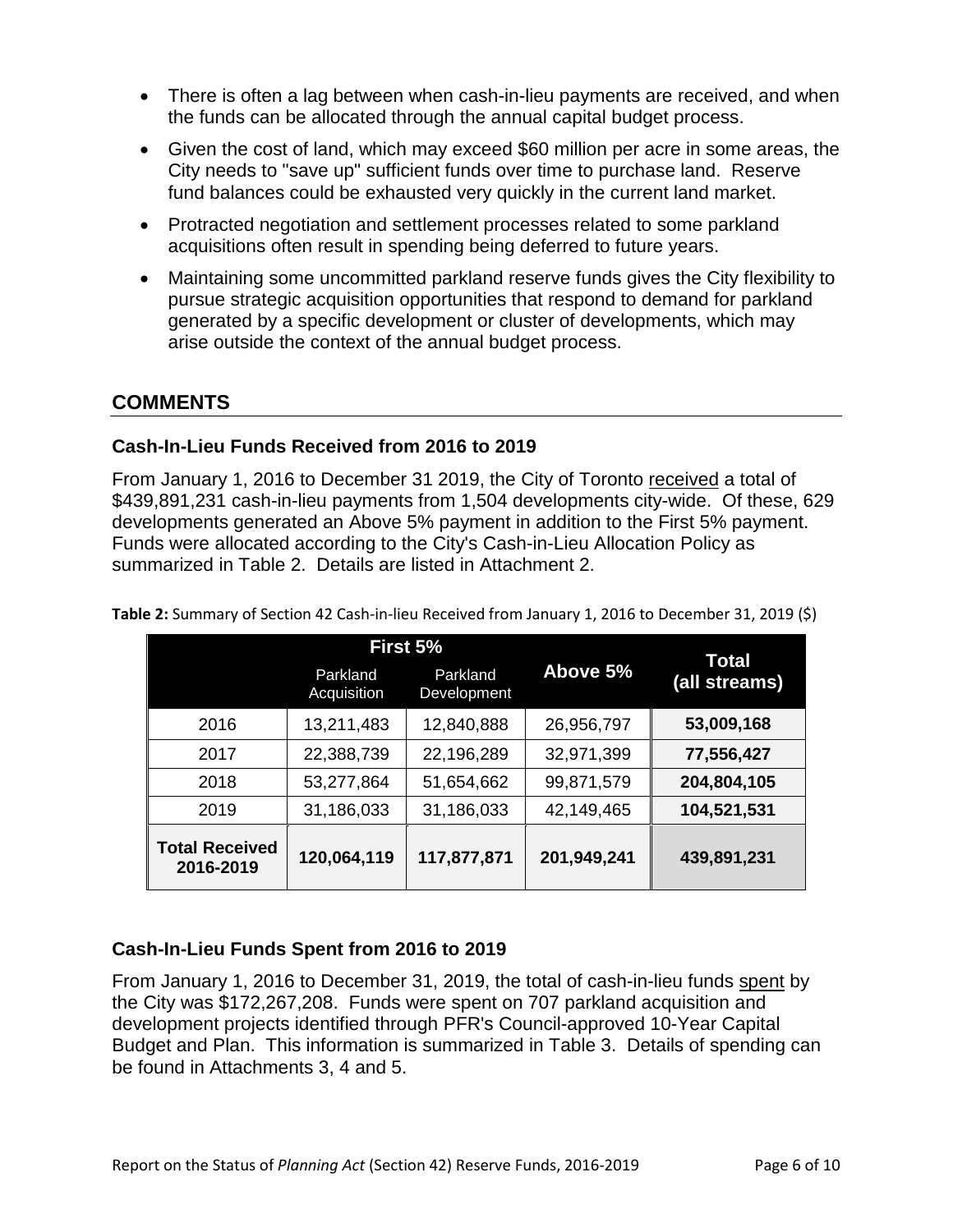- There is often a lag between when cash-in-lieu payments are received, and when the funds can be allocated through the annual capital budget process.
- Given the cost of land, which may exceed $60 million per acre in some areas, the City needs to "save up" sufficient funds over time to purchase land. Reserve fund balances could be exhausted very quickly in the current land market.
- Protracted negotiation and settlement processes related to some parkland acquisitions often result in spending being deferred to future years.
- Maintaining some uncommitted parkland reserve funds gives the City flexibility to pursue strategic acquisition opportunities that respond to demand for parkland generated by a specific development or cluster of developments, which may arise outside the context of the annual budget process.

## COMMENTS

### Cash-In-Lieu Funds Received from 2016 to 2019

From January 1, 2016 to December 31 2019, the City of Toronto received a total of $439,891,231 cash-in-lieu payments from 1,504 developments city-wide. Of these, 629 developments generated an Above 5% payment in addition to the First 5% payment. Funds were allocated according to the City's Cash-in-Lieu Allocation Policy as summarized in Table 2. Details are listed in Attachment 2.

**Table 2:** Summary of Section 42 Cash-in-lieu Received from January 1, 2016 to December 31, 2019 ($)

| | First 5% | | Above 5% | Total (all streams) |
|---|---|---|---|---|
| | Parkland Acquisition | Parkland Development | | |
| 2016 | 13,211,483 | 12,840,888 | 26,956,797 | **53,009,168** |
| 2017 | 22,388,739 | 22,196,289 | 32,971,399 | **77,556,427** |
| 2018 | 53,277,864 | 51,654,662 | 99,871,579 | **204,804,105** |
| 2019 | 31,186,033 | 31,186,033 | 42,149,465 | **104,521,531** |
| **Total Received 2016-2019** | **120,064,119** | **117,877,871** | **201,949,241** | **439,891,231** |

### Cash-In-Lieu Funds Spent from 2016 to 2019

From January 1, 2016 to December 31, 2019, the total of cash-in-lieu funds spent by the City was $172,267,208. Funds were spent on 707 parkland acquisition and development projects identified through PFR's Council-approved 10-Year Capital Budget and Plan. This information is summarized in Table 3. Details of spending can be found in Attachments 3, 4 and 5.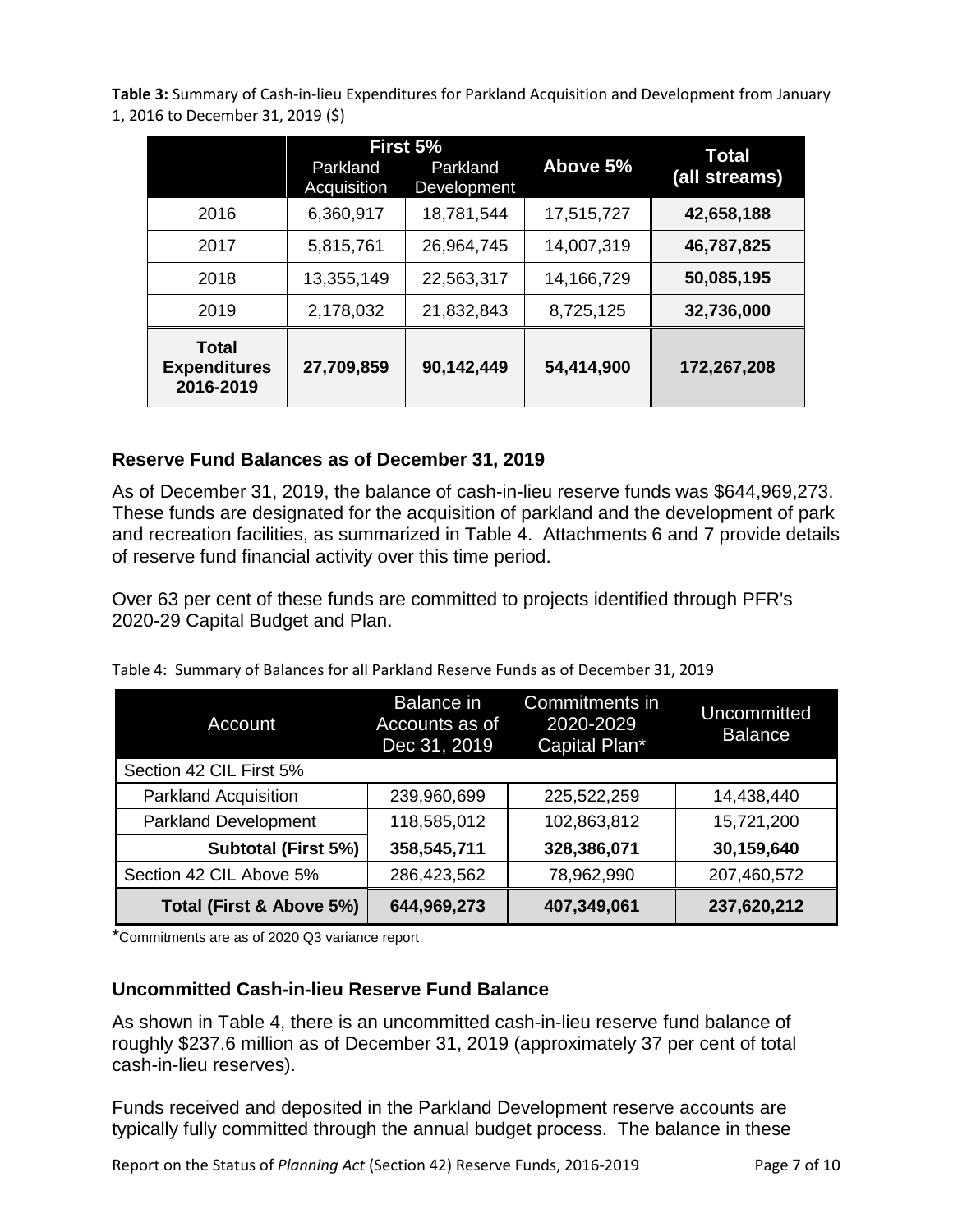**Table 3:** Summary of Cash-in-lieu Expenditures for Parkland Acquisition and Development from January 1, 2016 to December 31, 2019 ($)

| | First 5% | | Above 5% | Total (all streams) |
|---|---|---|---|---|
| | Parkland Acquisition | Parkland Development | | |
| 2016 | 6,360,917 | 18,781,544 | 17,515,727 | **42,658,188** |
| 2017 | 5,815,761 | 26,964,745 | 14,007,319 | **46,787,825** |
| 2018 | 13,355,149 | 22,563,317 | 14,166,729 | **50,085,195** |
| 2019 | 2,178,032 | 21,832,843 | 8,725,125 | **32,736,000** |
| **Total Expenditures 2016-2019** | **27,709,859** | **90,142,449** | **54,414,900** | **172,267,208** |

### Reserve Fund Balances as of December 31, 2019

As of December 31, 2019, the balance of cash-in-lieu reserve funds was $644,969,273. These funds are designated for the acquisition of parkland and the development of park and recreation facilities, as summarized in Table 4. Attachments 6 and 7 provide details of reserve fund financial activity over this time period.

Over 63 per cent of these funds are committed to projects identified through PFR's 2020-29 Capital Budget and Plan.

Table 4: Summary of Balances for all Parkland Reserve Funds as of December 31, 2019

| Account | Balance in Accounts as of Dec 31, 2019 | Commitments in 2020-2029 Capital Plan* | Uncommitted Balance |
|---|---|---|---|
| Section 42 CIL First 5% | | | |
| Parkland Acquisition | 239,960,699 | 225,522,259 | 14,438,440 |
| Parkland Development | 118,585,012 | 102,863,812 | 15,721,200 |
| **Subtotal (First 5%)** | **358,545,711** | **328,386,071** | **30,159,640** |
| Section 42 CIL Above 5% | 286,423,562 | 78,962,990 | 207,460,572 |
| **Total (First & Above 5%)** | **644,969,273** | **407,349,061** | **237,620,212** |

*Commitments are as of 2020 Q3 variance report

### Uncommitted Cash-in-lieu Reserve Fund Balance

As shown in Table 4, there is an uncommitted cash-in-lieu reserve fund balance of roughly $237.6 million as of December 31, 2019 (approximately 37 per cent of total cash-in-lieu reserves).

Funds received and deposited in the Parkland Development reserve accounts are typically fully committed through the annual budget process. The balance in these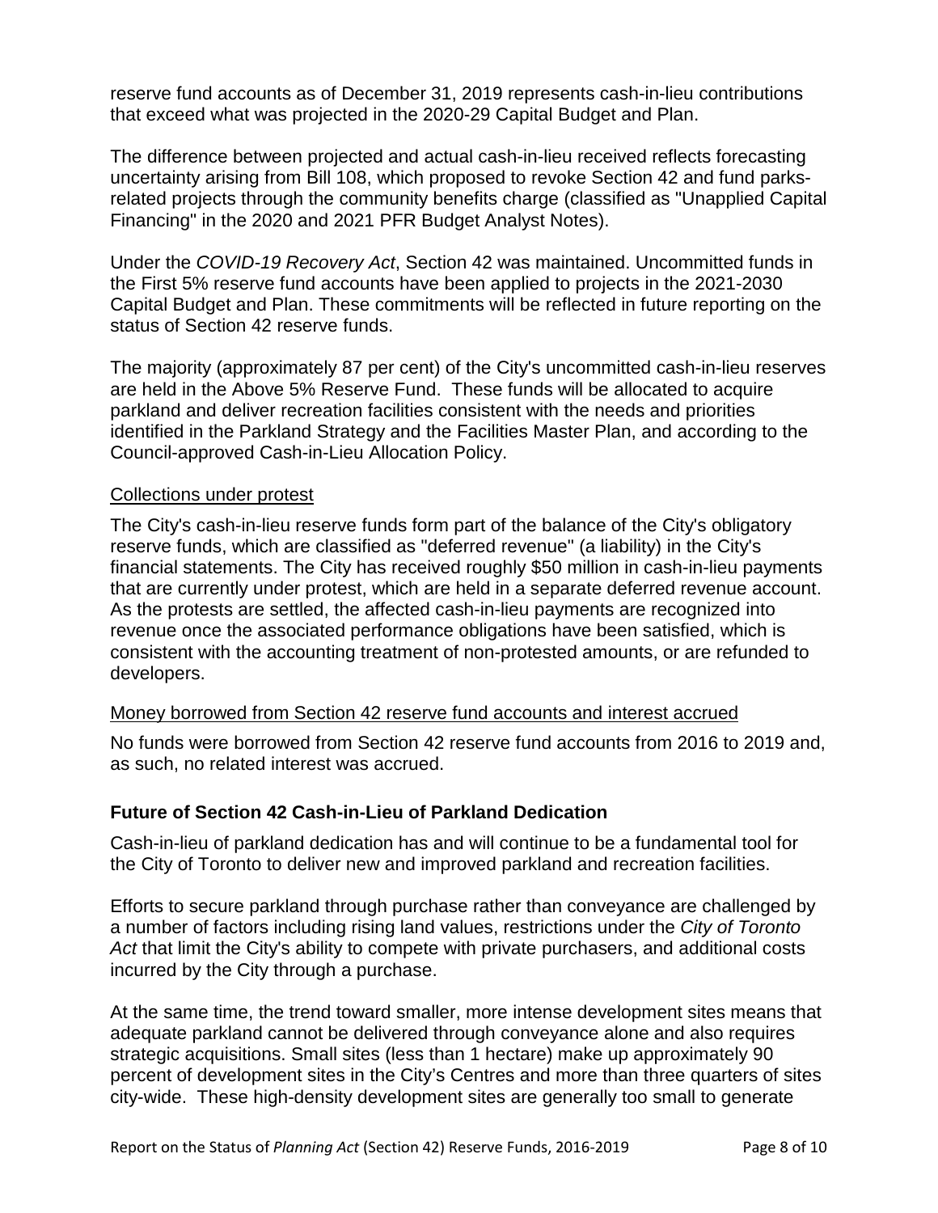reserve fund accounts as of December 31, 2019 represents cash-in-lieu contributions that exceed what was projected in the 2020-29 Capital Budget and Plan.

The difference between projected and actual cash-in-lieu received reflects forecasting uncertainty arising from Bill 108, which proposed to revoke Section 42 and fund parks-related projects through the community benefits charge (classified as "Unapplied Capital Financing" in the 2020 and 2021 PFR Budget Analyst Notes).

Under the *COVID-19 Recovery Act*, Section 42 was maintained. Uncommitted funds in the First 5% reserve fund accounts have been applied to projects in the 2021-2030 Capital Budget and Plan. These commitments will be reflected in future reporting on the status of Section 42 reserve funds.

The majority (approximately 87 per cent) of the City's uncommitted cash-in-lieu reserves are held in the Above 5% Reserve Fund. These funds will be allocated to acquire parkland and deliver recreation facilities consistent with the needs and priorities identified in the Parkland Strategy and the Facilities Master Plan, and according to the Council-approved Cash-in-Lieu Allocation Policy.

<u>Collections under protest</u>

The City's cash-in-lieu reserve funds form part of the balance of the City's obligatory reserve funds, which are classified as "deferred revenue" (a liability) in the City's financial statements. The City has received roughly $50 million in cash-in-lieu payments that are currently under protest, which are held in a separate deferred revenue account. As the protests are settled, the affected cash-in-lieu payments are recognized into revenue once the associated performance obligations have been satisfied, which is consistent with the accounting treatment of non-protested amounts, or are refunded to developers.

<u>Money borrowed from Section 42 reserve fund accounts and interest accrued</u>

No funds were borrowed from Section 42 reserve fund accounts from 2016 to 2019 and, as such, no related interest was accrued.

## Future of Section 42 Cash-in-Lieu of Parkland Dedication

Cash-in-lieu of parkland dedication has and will continue to be a fundamental tool for the City of Toronto to deliver new and improved parkland and recreation facilities.

Efforts to secure parkland through purchase rather than conveyance are challenged by a number of factors including rising land values, restrictions under the *City of Toronto Act* that limit the City's ability to compete with private purchasers, and additional costs incurred by the City through a purchase.

At the same time, the trend toward smaller, more intense development sites means that adequate parkland cannot be delivered through conveyance alone and also requires strategic acquisitions. Small sites (less than 1 hectare) make up approximately 90 percent of development sites in the City's Centres and more than three quarters of sites city-wide. These high-density development sites are generally too small to generate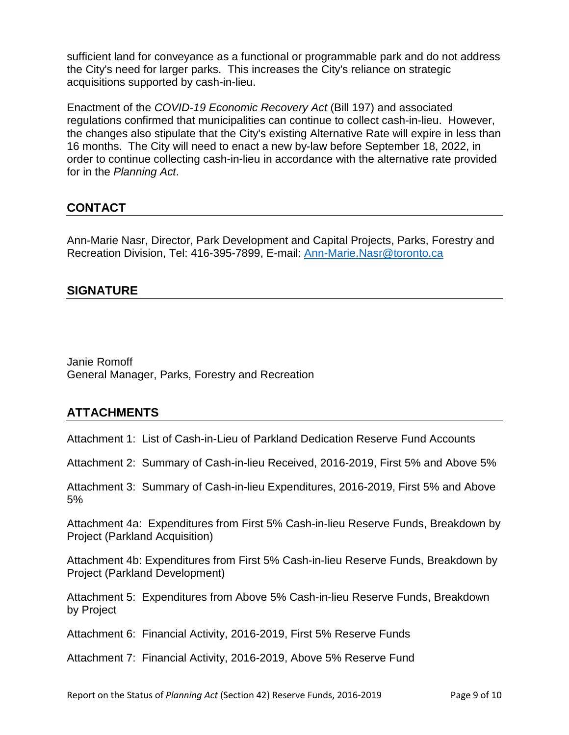sufficient land for conveyance as a functional or programmable park and do not address the City's need for larger parks. This increases the City's reliance on strategic acquisitions supported by cash-in-lieu.

Enactment of the *COVID-19 Economic Recovery Act* (Bill 197) and associated regulations confirmed that municipalities can continue to collect cash-in-lieu. However, the changes also stipulate that the City's existing Alternative Rate will expire in less than 16 months. The City will need to enact a new by-law before September 18, 2022, in order to continue collecting cash-in-lieu in accordance with the alternative rate provided for in the *Planning Act*.

## CONTACT

Ann-Marie Nasr, Director, Park Development and Capital Projects, Parks, Forestry and Recreation Division, Tel: 416-395-7899, E-mail: [Ann-Marie.Nasr@toronto.ca](mailto:Ann-Marie.Nasr@toronto.ca)

## SIGNATURE

Janie Romoff
General Manager, Parks, Forestry and Recreation

## ATTACHMENTS

Attachment 1: List of Cash-in-Lieu of Parkland Dedication Reserve Fund Accounts

Attachment 2: Summary of Cash-in-lieu Received, 2016-2019, First 5% and Above 5%

Attachment 3: Summary of Cash-in-lieu Expenditures, 2016-2019, First 5% and Above 5%

Attachment 4a: Expenditures from First 5% Cash-in-lieu Reserve Funds, Breakdown by Project (Parkland Acquisition)

Attachment 4b: Expenditures from First 5% Cash-in-lieu Reserve Funds, Breakdown by Project (Parkland Development)

Attachment 5: Expenditures from Above 5% Cash-in-lieu Reserve Funds, Breakdown by Project

Attachment 6: Financial Activity, 2016-2019, First 5% Reserve Funds

Attachment 7: Financial Activity, 2016-2019, Above 5% Reserve Fund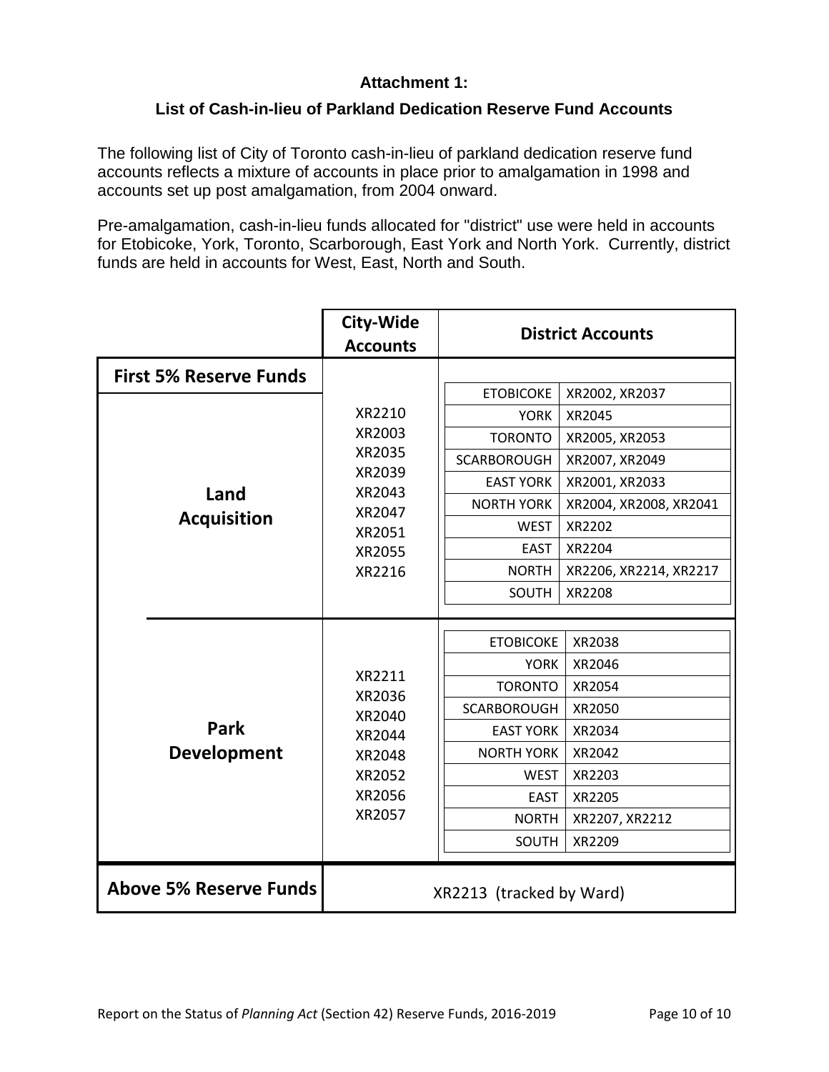**Attachment 1:**

**List of Cash-in-lieu of Parkland Dedication Reserve Fund Accounts**

The following list of City of Toronto cash-in-lieu of parkland dedication reserve fund accounts reflects a mixture of accounts in place prior to amalgamation in 1998 and accounts set up post amalgamation, from 2004 onward.

Pre-amalgamation, cash-in-lieu funds allocated for "district" use were held in accounts for Etobicoke, York, Toronto, Scarborough, East York and North York. Currently, district funds are held in accounts for West, East, North and South.

| | City-Wide Accounts | District Accounts | |
|---|---|---|---|
| **First 5% Reserve Funds** | | | |
| **Land Acquisition** | XR2210<br>XR2003<br>XR2035<br>XR2039<br>XR2043<br>XR2047<br>XR2051<br>XR2055<br>XR2216 | ETOBICOKE | XR2002, XR2037 |
| | | YORK | XR2045 |
| | | TORONTO | XR2005, XR2053 |
| | | SCARBOROUGH | XR2007, XR2049 |
| | | EAST YORK | XR2001, XR2033 |
| | | NORTH YORK | XR2004, XR2008, XR2041 |
| | | WEST | XR2202 |
| | | EAST | XR2204 |
| | | NORTH | XR2206, XR2214, XR2217 |
| | | SOUTH | XR2208 |
| **Park Development** | XR2211<br>XR2036<br>XR2040<br>XR2044<br>XR2048<br>XR2052<br>XR2056<br>XR2057 | ETOBICOKE | XR2038 |
| | | YORK | XR2046 |
| | | TORONTO | XR2054 |
| | | SCARBOROUGH | XR2050 |
| | | EAST YORK | XR2034 |
| | | NORTH YORK | XR2042 |
| | | WEST | XR2203 |
| | | EAST | XR2205 |
| | | NORTH | XR2207, XR2212 |
| | | SOUTH | XR2209 |
| **Above 5% Reserve Funds** | XR2213 (tracked by Ward) | | |